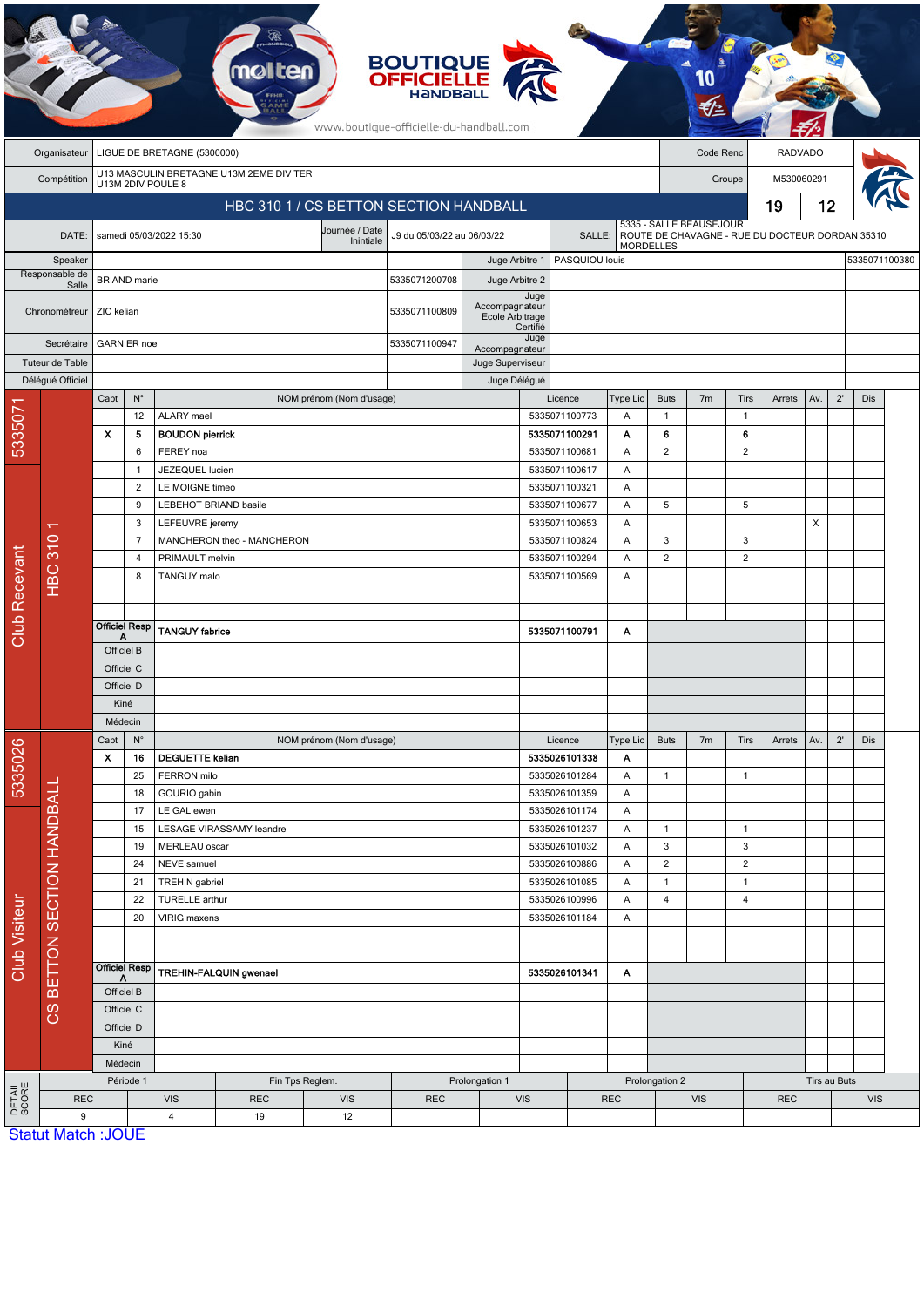BOUTIQUE OFFICIELLE HANDBALL

www.boutique-officielle-du-handball.com

| | | | |
|---|---|---|---|
| Organisateur | LIGUE DE BRETAGNE (5300000) | Code Renc | RADVADO |
| Compétition | U13 MASCULIN BRETAGNE U13M 2EME DIV TER U13M 2DIV POULE 8 | Groupe | M530060291 |

## HBC 310 1 / CS BETTON SECTION HANDBALL — 19 / 12

| | | | | | |
|---|---|---|---|---|---|
| DATE: | samedi 05/03/2022 15:30 | Journée / Date Initiale | J9 du 05/03/22 au 06/03/22 | SALLE: | 5335 - SALLE BEAUSEJOUR ROUTE DE CHAVAGNE - RUE DU DOCTEUR DORDAN 35310 MORDELLES |

| | | | | | |
|---|---|---|---|---|---|
| Speaker | | | Juge Arbitre 1 | PASQUIOU louis | 5335071100380 |
| Responsable de Salle | BRIAND marie | 5335071200708 | Juge Arbitre 2 | | |
| Chronométreur | ZIC kelian | 5335071100809 | Juge Accompagnateur Ecole Arbitrage Certifié | | |
| Secrétaire | GARNIER noe | 5335071100947 | Juge Accompagnateur | | |
| Tuteur de Table | | | Juge Superviseur | | |
| Délégué Officiel | | | Juge Délégué | | |

### Club Recevant — 5335071 — HBC 310 1

| Capt | N° | NOM prénom (Nom d'usage) | Licence | Type Lic | Buts | 7m | Tirs | Arrets | Av. | 2' | Dis |
|---|---|---|---|---|---|---|---|---|---|---|---|
| | 12 | ALARY mael | 5335071100773 | A | 1 | | 1 | | | | |
| X | 5 | **BOUDON pierrick** | **5335071100291** | **A** | **6** | | **6** | | | | |
| | 6 | FEREY noa | 5335071100681 | A | 2 | | 2 | | | | |
| | 1 | JEZEQUEL lucien | 5335071100617 | A | | | | | | | |
| | 2 | LE MOIGNE timeo | 5335071100321 | A | | | | | | | |
| | 9 | LEBEHOT BRIAND basile | 5335071100677 | A | 5 | | 5 | | | | |
| | 3 | LEFEUVRE jeremy | 5335071100653 | A | | | | | X | | |
| | 7 | MANCHERON theo - MANCHERON | 5335071100824 | A | 3 | | 3 | | | | |
| | 4 | PRIMAULT melvin | 5335071100294 | A | 2 | | 2 | | | | |
| | 8 | TANGUY malo | 5335071100569 | A | | | | | | | |
| Officiel Resp A | | **TANGUY fabrice** | **5335071100791** | **A** | | | | | | | |
| Officiel B | | | | | | | | | | | |
| Officiel C | | | | | | | | | | | |
| Officiel D | | | | | | | | | | | |
| Kiné | | | | | | | | | | | |
| Médecin | | | | | | | | | | | |

### Club Visiteur — 5335026 — CS BETTON SECTION HANDBALL

| Capt | N° | NOM prénom (Nom d'usage) | Licence | Type Lic | Buts | 7m | Tirs | Arrets | Av. | 2' | Dis |
|---|---|---|---|---|---|---|---|---|---|---|---|
| X | 16 | **DEGUETTE kelian** | **5335026101338** | **A** | | | | | | | |
| | 25 | FERRON milo | 5335026101284 | A | 1 | | 1 | | | | |
| | 18 | GOURIO gabin | 5335026101359 | A | | | | | | | |
| | 17 | LE GAL ewen | 5335026101174 | A | | | | | | | |
| | 15 | LESAGE VIRASSAMY leandre | 5335026101237 | A | 1 | | 1 | | | | |
| | 19 | MERLEAU oscar | 5335026101032 | A | 3 | | 3 | | | | |
| | 24 | NEVE samuel | 5335026100886 | A | 2 | | 2 | | | | |
| | 21 | TREHIN gabriel | 5335026101085 | A | 1 | | 1 | | | | |
| | 22 | TURELLE arthur | 5335026100996 | A | 4 | | 4 | | | | |
| | 20 | VIRIG maxens | 5335026101184 | A | | | | | | | |
| Officiel Resp A | | **TREHIN-FALQUIN gwenael** | **5335026101341** | **A** | | | | | | | |
| Officiel B | | | | | | | | | | | |
| Officiel C | | | | | | | | | | | |
| Officiel D | | | | | | | | | | | |
| Kiné | | | | | | | | | | | |
| Médecin | | | | | | | | | | | |

### DETAIL SCORE

| Période 1 | | Fin Tps Reglem. | | Prolongation 1 | | Prolongation 2 | | Tirs au Buts | |
|---|---|---|---|---|---|---|---|---|---|
| REC | VIS | REC | VIS | REC | VIS | REC | VIS | REC | VIS |
| 9 | 4 | 19 | 12 | | | | | | |

Statut Match :JOUE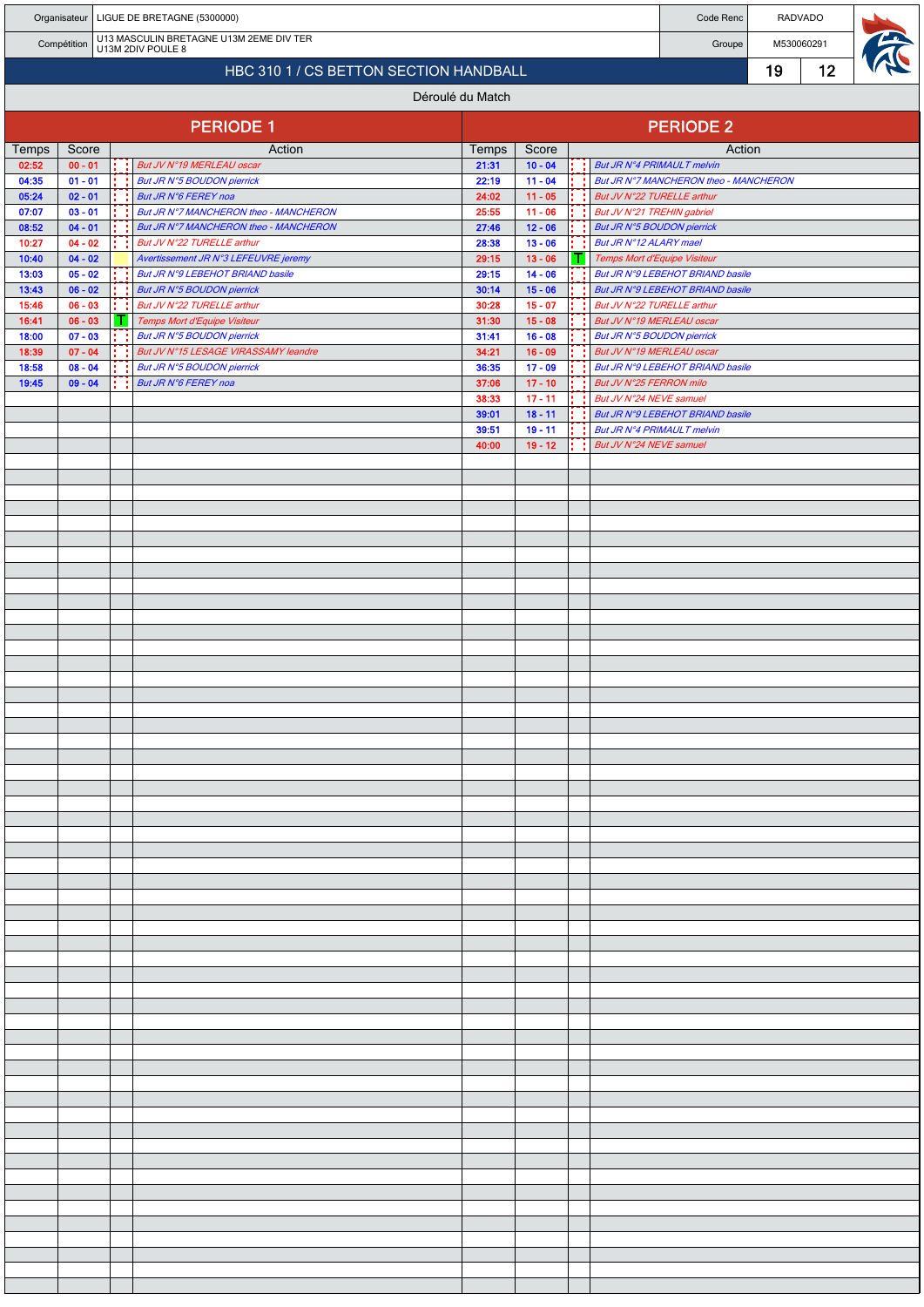| Organisateur | LIGUE DE BRETAGNE (5300000) | Code Renc | RADVADO |
|---|---|---|---|
| Compétition | U13 MASCULIN BRETAGNE U13M 2EME DIV TER U13M 2DIV POULE 8 | Groupe | M530060291 |

| HBC 310 1 / CS BETTON SECTION HANDBALL | 19 | 12 |
|---|---|---|

## Déroulé du Match

| PERIODE 1 | | | | PERIODE 2 | | | |
|---|---|---|---|---|---|---|---|
| Temps | Score | | Action | Temps | Score | | Action |
| 02:52 | 00 - 01 | | But JV N°19 MERLEAU oscar | 21:31 | 10 - 04 | | But JR N°4 PRIMAULT melvin |
| 04:35 | 01 - 01 | | But JR N°5 BOUDON pierrick | 22:19 | 11 - 04 | | But JR N°7 MANCHERON theo - MANCHERON |
| 05:24 | 02 - 01 | | But JR N°6 FEREY noa | 24:02 | 11 - 05 | | But JV N°22 TURELLE arthur |
| 07:07 | 03 - 01 | | But JR N°7 MANCHERON theo - MANCHERON | 25:55 | 11 - 06 | | But JV N°21 TREHIN gabriel |
| 08:52 | 04 - 01 | | But JR N°7 MANCHERON theo - MANCHERON | 27:46 | 12 - 06 | | But JR N°5 BOUDON pierrick |
| 10:27 | 04 - 02 | | But JV N°22 TURELLE arthur | 28:38 | 13 - 06 | | But JR N°12 ALARY mael |
| 10:40 | 04 - 02 | | Avertissement JR N°3 LEFEUVRE jeremy | 29:15 | 13 - 06 | T | Temps Mort d'Equipe Visiteur |
| 13:03 | 05 - 02 | | But JR N°9 LEBEHOT BRIAND basile | 29:15 | 14 - 06 | | But JR N°9 LEBEHOT BRIAND basile |
| 13:43 | 06 - 02 | | But JR N°5 BOUDON pierrick | 30:14 | 15 - 06 | | But JR N°9 LEBEHOT BRIAND basile |
| 15:46 | 06 - 03 | | But JV N°22 TURELLE arthur | 30:28 | 15 - 07 | | But JV N°22 TURELLE arthur |
| 16:41 | 06 - 03 | T | Temps Mort d'Equipe Visiteur | 31:30 | 15 - 08 | | But JV N°19 MERLEAU oscar |
| 18:00 | 07 - 03 | | But JR N°5 BOUDON pierrick | 31:41 | 16 - 08 | | But JR N°5 BOUDON pierrick |
| 18:39 | 07 - 04 | | But JV N°15 LESAGE VIRASSAMY leandre | 34:21 | 16 - 09 | | But JV N°19 MERLEAU oscar |
| 18:58 | 08 - 04 | | But JR N°5 BOUDON pierrick | 36:35 | 17 - 09 | | But JR N°9 LEBEHOT BRIAND basile |
| 19:45 | 09 - 04 | | But JR N°6 FEREY noa | 37:06 | 17 - 10 | | But JV N°25 FERRON milo |
| | | | | 38:33 | 17 - 11 | | But JV N°24 NEVE samuel |
| | | | | 39:01 | 18 - 11 | | But JR N°9 LEBEHOT BRIAND basile |
| | | | | 39:51 | 19 - 11 | | But JR N°4 PRIMAULT melvin |
| | | | | 40:00 | 19 - 12 | | But JV N°24 NEVE samuel |